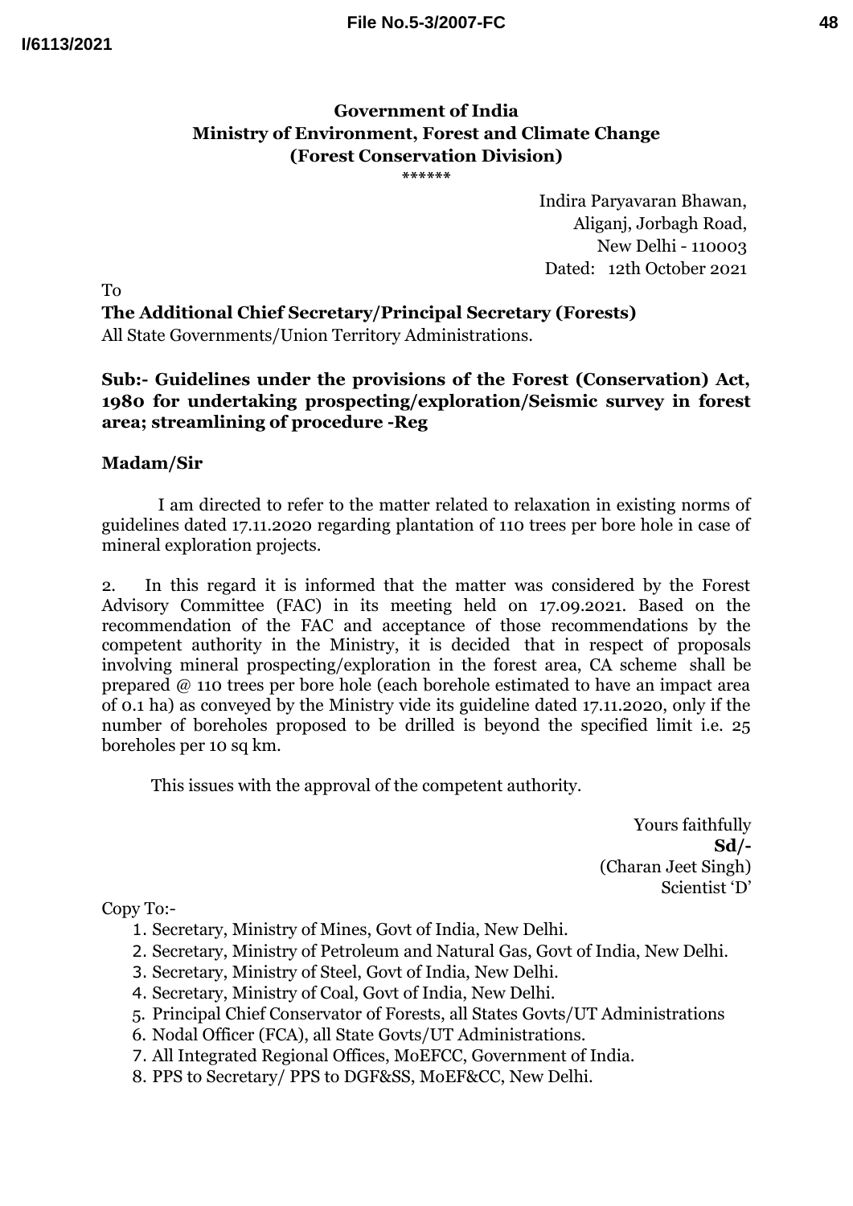**Government of India**
**Ministry of Environment, Forest and Climate Change**
**(Forest Conservation Division)**
******

Indira Paryavaran Bhawan,
Aliganj, Jorbagh Road,
New Delhi - 110003
Dated: 12th October 2021

To

**The Additional Chief Secretary/Principal Secretary (Forests)**
All State Governments/Union Territory Administrations.

**Sub:- Guidelines under the provisions of the Forest (Conservation) Act, 1980 for undertaking prospecting/exploration/Seismic survey in forest area; streamlining of procedure -Reg**

**Madam/Sir**

I am directed to refer to the matter related to relaxation in existing norms of guidelines dated 17.11.2020 regarding plantation of 110 trees per bore hole in case of mineral exploration projects.

2. In this regard it is informed that the matter was considered by the Forest Advisory Committee (FAC) in its meeting held on 17.09.2021. Based on the recommendation of the FAC and acceptance of those recommendations by the competent authority in the Ministry, it is decided that in respect of proposals involving mineral prospecting/exploration in the forest area, CA scheme shall be prepared @ 110 trees per bore hole (each borehole estimated to have an impact area of 0.1 ha) as conveyed by the Ministry vide its guideline dated 17.11.2020, only if the number of boreholes proposed to be drilled is beyond the specified limit i.e. 25 boreholes per 10 sq km.

This issues with the approval of the competent authority.

Yours faithfully
**Sd/-**
(Charan Jeet Singh)
Scientist 'D'

Copy To:-

1. Secretary, Ministry of Mines, Govt of India, New Delhi.
2. Secretary, Ministry of Petroleum and Natural Gas, Govt of India, New Delhi.
3. Secretary, Ministry of Steel, Govt of India, New Delhi.
4. Secretary, Ministry of Coal, Govt of India, New Delhi.
5. Principal Chief Conservator of Forests, all States Govts/UT Administrations
6. Nodal Officer (FCA), all State Govts/UT Administrations.
7. All Integrated Regional Offices, MoEFCC, Government of India.
8. PPS to Secretary/ PPS to DGF&SS, MoEF&CC, New Delhi.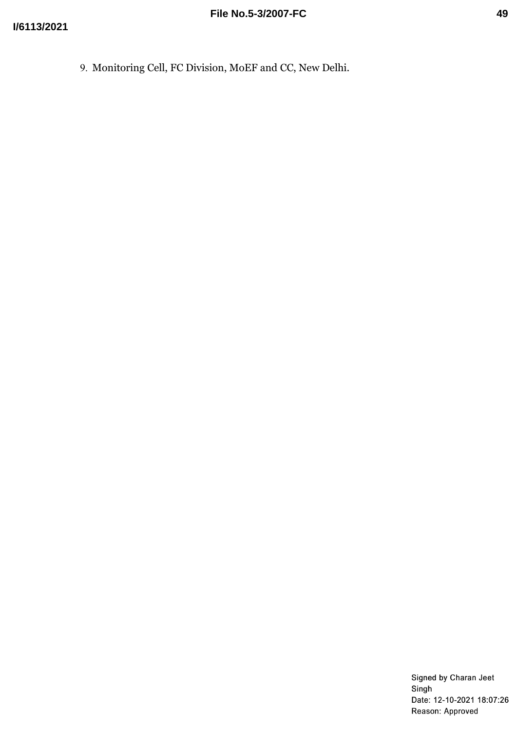9. Monitoring Cell, FC Division, MoEF and CC, New Delhi.

Signed by Charan Jeet Singh
Date: 12-10-2021 18:07:26
Reason: Approved